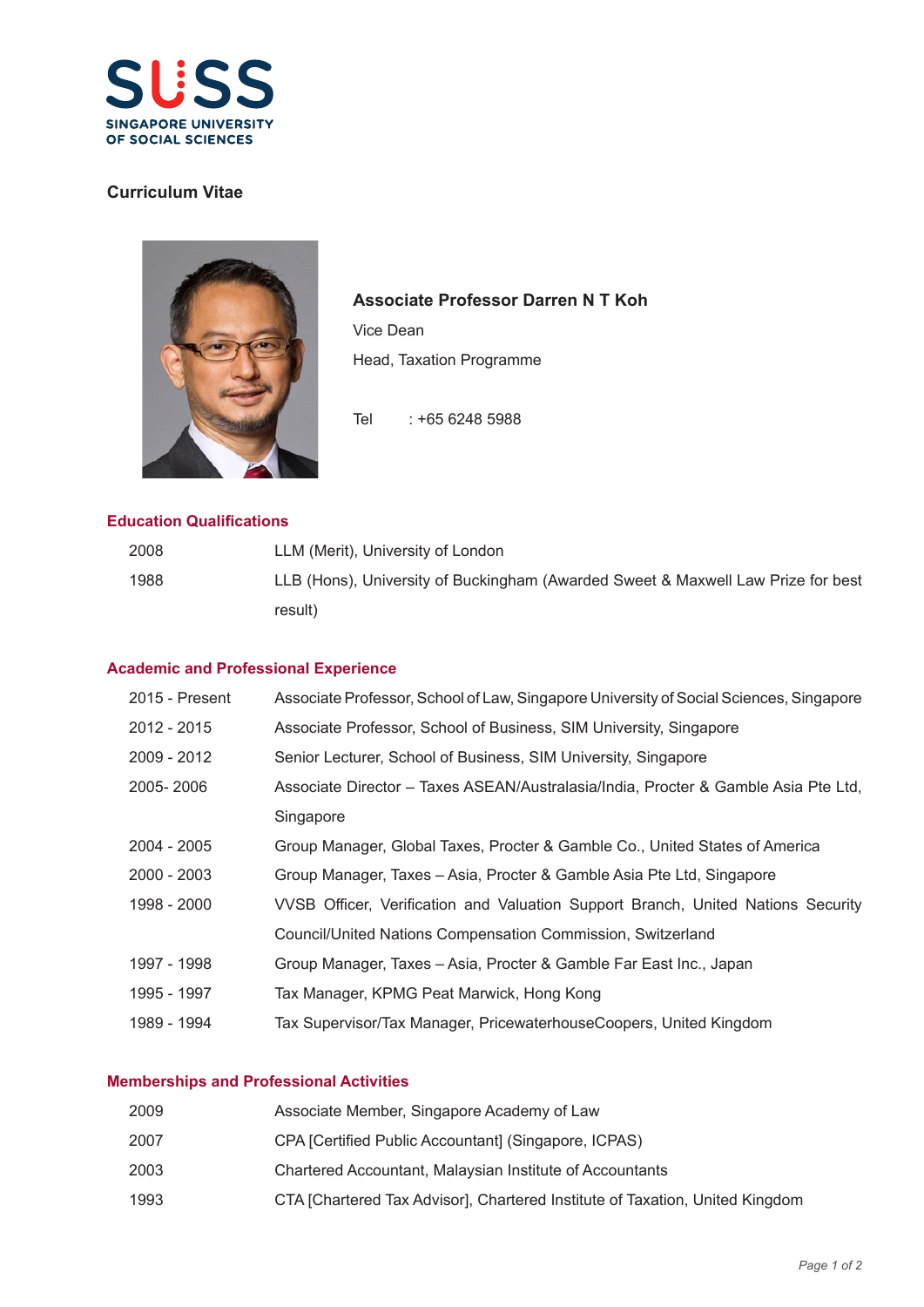SUSS

SINGAPORE UNIVERSITY OF SOCIAL SCIENCES

# Curriculum Vitae

**Associate Professor Darren N T Koh**

Vice Dean

Head, Taxation Programme

Tel : +65 6248 5988

## Education Qualifications

| | |
|---|---|
| 2008 | LLM (Merit), University of London |
| 1988 | LLB (Hons), University of Buckingham (Awarded Sweet & Maxwell Law Prize for best result) |

## Academic and Professional Experience

| | |
|---|---|
| 2015 - Present | Associate Professor, School of Law, Singapore University of Social Sciences, Singapore |
| 2012 - 2015 | Associate Professor, School of Business, SIM University, Singapore |
| 2009 - 2012 | Senior Lecturer, School of Business, SIM University, Singapore |
| 2005- 2006 | Associate Director – Taxes ASEAN/Australasia/India, Procter & Gamble Asia Pte Ltd, Singapore |
| 2004 - 2005 | Group Manager, Global Taxes, Procter & Gamble Co., United States of America |
| 2000 - 2003 | Group Manager, Taxes – Asia, Procter & Gamble Asia Pte Ltd, Singapore |
| 1998 - 2000 | VVSB Officer, Verification and Valuation Support Branch, United Nations Security Council/United Nations Compensation Commission, Switzerland |
| 1997 - 1998 | Group Manager, Taxes – Asia, Procter & Gamble Far East Inc., Japan |
| 1995 - 1997 | Tax Manager, KPMG Peat Marwick, Hong Kong |
| 1989 - 1994 | Tax Supervisor/Tax Manager, PricewaterhouseCoopers, United Kingdom |

## Memberships and Professional Activities

| | |
|---|---|
| 2009 | Associate Member, Singapore Academy of Law |
| 2007 | CPA [Certified Public Accountant] (Singapore, ICPAS) |
| 2003 | Chartered Accountant, Malaysian Institute of Accountants |
| 1993 | CTA [Chartered Tax Advisor], Chartered Institute of Taxation, United Kingdom |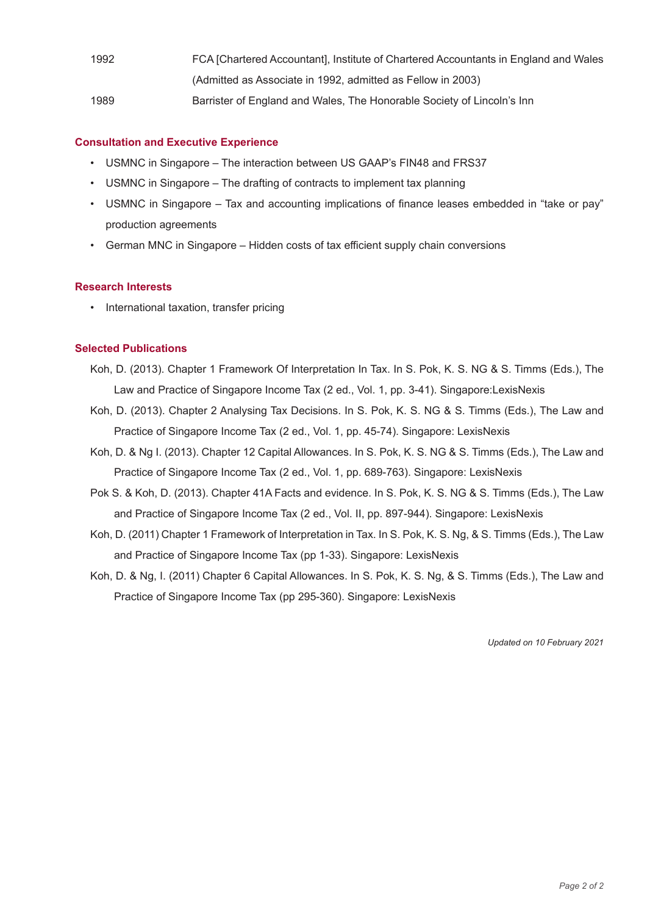| | |
|---|---|
| 1992 | FCA [Chartered Accountant], Institute of Chartered Accountants in England and Wales (Admitted as Associate in 1992, admitted as Fellow in 2003) |
| 1989 | Barrister of England and Wales, The Honorable Society of Lincoln's Inn |

### Consultation and Executive Experience

- USMNC in Singapore – The interaction between US GAAP's FIN48 and FRS37
- USMNC in Singapore – The drafting of contracts to implement tax planning
- USMNC in Singapore – Tax and accounting implications of finance leases embedded in "take or pay" production agreements
- German MNC in Singapore – Hidden costs of tax efficient supply chain conversions

### Research Interests

- International taxation, transfer pricing

### Selected Publications

Koh, D. (2013). Chapter 1 Framework Of Interpretation In Tax. In S. Pok, K. S. NG & S. Timms (Eds.), The Law and Practice of Singapore Income Tax (2 ed., Vol. 1, pp. 3-41). Singapore:LexisNexis

Koh, D. (2013). Chapter 2 Analysing Tax Decisions. In S. Pok, K. S. NG & S. Timms (Eds.), The Law and Practice of Singapore Income Tax (2 ed., Vol. 1, pp. 45-74). Singapore: LexisNexis

Koh, D. & Ng I. (2013). Chapter 12 Capital Allowances. In S. Pok, K. S. NG & S. Timms (Eds.), The Law and Practice of Singapore Income Tax (2 ed., Vol. 1, pp. 689-763). Singapore: LexisNexis

Pok S. & Koh, D. (2013). Chapter 41A Facts and evidence. In S. Pok, K. S. NG & S. Timms (Eds.), The Law and Practice of Singapore Income Tax (2 ed., Vol. II, pp. 897-944). Singapore: LexisNexis

Koh, D. (2011) Chapter 1 Framework of Interpretation in Tax. In S. Pok, K. S. Ng, & S. Timms (Eds.), The Law and Practice of Singapore Income Tax (pp 1-33). Singapore: LexisNexis

Koh, D. & Ng, I. (2011) Chapter 6 Capital Allowances. In S. Pok, K. S. Ng, & S. Timms (Eds.), The Law and Practice of Singapore Income Tax (pp 295-360). Singapore: LexisNexis

*Updated on 10 February 2021*